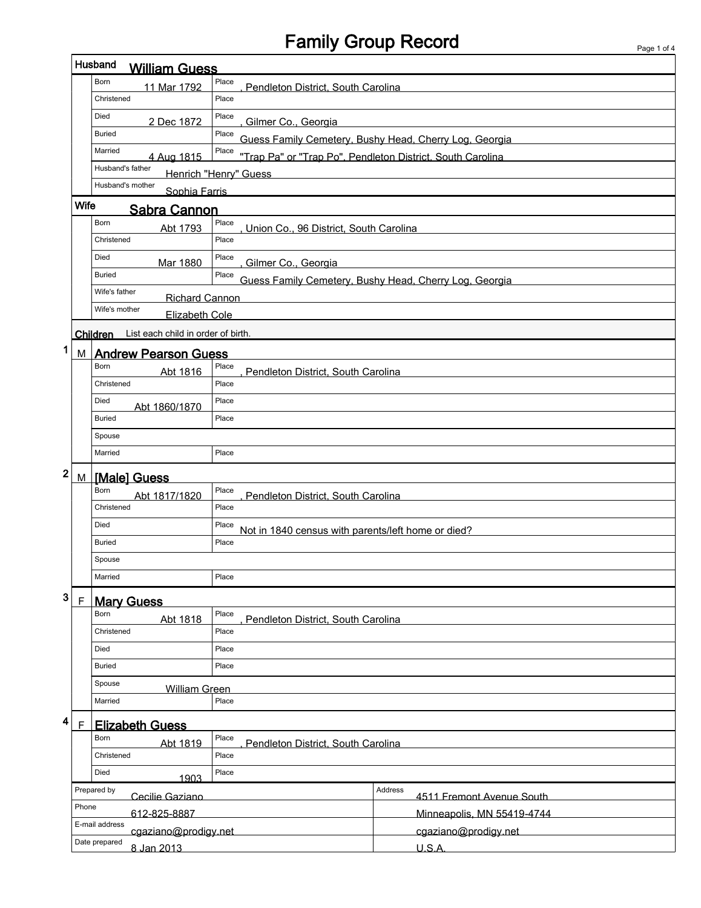# Family Group Record

## Husband: William Guess

| Field | Date | Place |
|---|---|---|
| Born | 11 Mar 1792 | , Pendleton District, South Carolina |
| Christened | | |
| Died | 2 Dec 1872 | , Gilmer Co., Georgia |
| Buried | | Guess Family Cemetery, Bushy Head, Cherry Log, Georgia |
| Married | 4 Aug 1815 | "Trap Pa" or "Trap Po", Pendleton District, South Carolina |

Husband's father: Henrich "Henry" Guess

Husband's mother: Sophia Farris

## Wife: Sabra Cannon

| Field | Date | Place |
|---|---|---|
| Born | Abt 1793 | , Union Co., 96 District, South Carolina |
| Christened | | |
| Died | Mar 1880 | , Gilmer Co., Georgia |
| Buried | | Guess Family Cemetery, Bushy Head, Cherry Log, Georgia |

Wife's father: Richard Cannon

Wife's mother: Elizabeth Cole

## Children

List each child in order of birth.

### 1 M Andrew Pearson Guess

| Field | Date | Place |
|---|---|---|
| Born | Abt 1816 | , Pendleton District, South Carolina |
| Christened | | |
| Died | Abt 1860/1870 | |
| Buried | | |
| Spouse | | |
| Married | | |

### 2 M [Male] Guess

| Field | Date | Place |
|---|---|---|
| Born | Abt 1817/1820 | , Pendleton District, South Carolina |
| Christened | | |
| Died | | Not in 1840 census with parents/left home or died? |
| Buried | | |
| Spouse | | |
| Married | | |

### 3 F Mary Guess

| Field | Date | Place |
|---|---|---|
| Born | Abt 1818 | , Pendleton District, South Carolina |
| Christened | | |
| Died | | |
| Buried | | |
| Spouse | William Green | |
| Married | | |

### 4 F Elizabeth Guess

| Field | Date | Place |
|---|---|---|
| Born | Abt 1819 | , Pendleton District, South Carolina |
| Christened | | |
| Died | 1903 | |

| Prepared by | Cecilie Gaziano | Address | 4511 Fremont Avenue South |
|---|---|---|---|
| Phone | 612-825-8887 | | Minneapolis, MN 55419-4744 |
| E-mail address | cgaziano@prodigy.net | | cgaziano@prodigy.net |
| Date prepared | 8 Jan 2013 | | U.S.A. |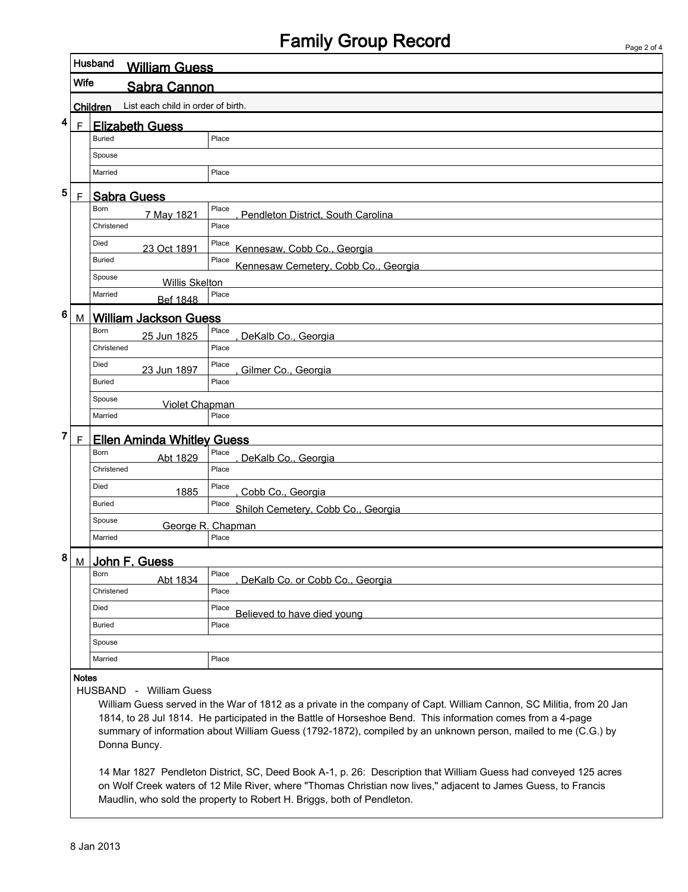# Family Group Record

**Husband** William Guess

**Wife** Sabra Cannon

## Children

List each child in order of birth.

### 4 F — Elizabeth Guess

| Field | Date | Place |
|---|---|---|
| Buried | | |
| Spouse | | |
| Married | | |

### 5 F — Sabra Guess

| Field | Date | Place |
|---|---|---|
| Born | 7 May 1821 | , Pendleton District, South Carolina |
| Christened | | |
| Died | 23 Oct 1891 | Kennesaw, Cobb Co., Georgia |
| Buried | | Kennesaw Cemetery, Cobb Co., Georgia |
| Spouse | Willis Skelton | |
| Married | Bef 1848 | |

### 6 M — William Jackson Guess

| Field | Date | Place |
|---|---|---|
| Born | 25 Jun 1825 | , DeKalb Co., Georgia |
| Christened | | |
| Died | 23 Jun 1897 | , Gilmer Co., Georgia |
| Buried | | |
| Spouse | Violet Chapman | |
| Married | | |

### 7 F — Ellen Aminda Whitley Guess

| Field | Date | Place |
|---|---|---|
| Born | Abt 1829 | , DeKalb Co., Georgia |
| Christened | | |
| Died | 1885 | , Cobb Co., Georgia |
| Buried | | Shiloh Cemetery, Cobb Co., Georgia |
| Spouse | George R. Chapman | |
| Married | | |

### 8 M — John F. Guess

| Field | Date | Place |
|---|---|---|
| Born | Abt 1834 | , DeKalb Co. or Cobb Co., Georgia |
| Christened | | |
| Died | | Believed to have died young |
| Buried | | |
| Spouse | | |
| Married | | |

## Notes

HUSBAND - William Guess

William Guess served in the War of 1812 as a private in the company of Capt. William Cannon, SC Militia, from 20 Jan 1814, to 28 Jul 1814. He participated in the Battle of Horseshoe Bend. This information comes from a 4-page summary of information about William Guess (1792-1872), compiled by an unknown person, mailed to me (C.G.) by Donna Buncy.

14 Mar 1827 Pendleton District, SC, Deed Book A-1, p. 26: Description that William Guess had conveyed 125 acres on Wolf Creek waters of 12 Mile River, where "Thomas Christian now lives," adjacent to James Guess, to Francis Maudlin, who sold the property to Robert H. Briggs, both of Pendleton.

8 Jan 2013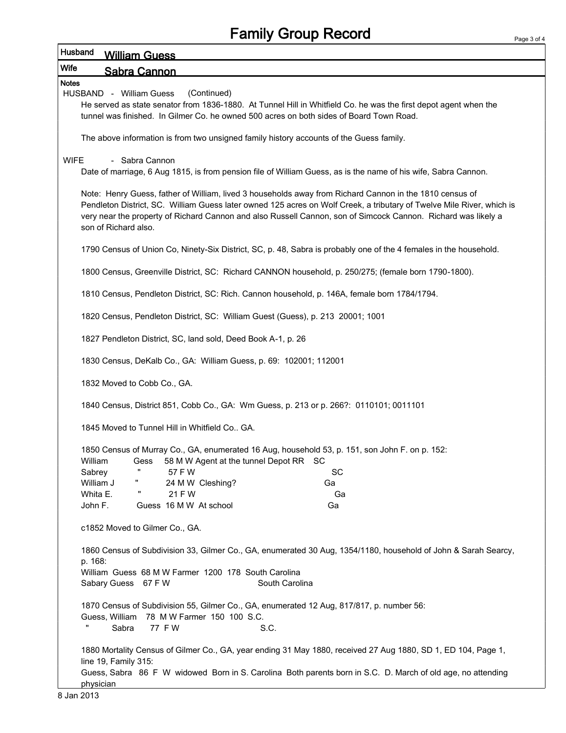# Family Group Record

**Husband** William Guess

**Wife** Sabra Cannon

**Notes**

HUSBAND - William Guess (Continued)

He served as state senator from 1836-1880. At Tunnel Hill in Whitfield Co. he was the first depot agent when the tunnel was finished. In Gilmer Co. he owned 500 acres on both sides of Board Town Road.

The above information is from two unsigned family history accounts of the Guess family.

WIFE - Sabra Cannon

Date of marriage, 6 Aug 1815, is from pension file of William Guess, as is the name of his wife, Sabra Cannon.

Note: Henry Guess, father of William, lived 3 households away from Richard Cannon in the 1810 census of Pendleton District, SC. William Guess later owned 125 acres on Wolf Creek, a tributary of Twelve Mile River, which is very near the property of Richard Cannon and also Russell Cannon, son of Simcock Cannon. Richard was likely a son of Richard also.

1790 Census of Union Co, Ninety-Six District, SC, p. 48, Sabra is probably one of the 4 females in the household.

1800 Census, Greenville District, SC: Richard CANNON household, p. 250/275; (female born 1790-1800).

1810 Census, Pendleton District, SC: Rich. Cannon household, p. 146A, female born 1784/1794.

1820 Census, Pendleton District, SC: William Guest (Guess), p. 213 20001; 1001

1827 Pendleton District, SC, land sold, Deed Book A-1, p. 26

1830 Census, DeKalb Co., GA: William Guess, p. 69: 102001; 112001

1832 Moved to Cobb Co., GA.

1840 Census, District 851, Cobb Co., GA: Wm Guess, p. 213 or p. 266?: 0110101; 0011101

1845 Moved to Tunnel Hill in Whitfield Co.. GA.

1850 Census of Murray Co., GA, enumerated 16 Aug, household 53, p. 151, son John F. on p. 152:

| | | | | |
|---|---|---|---|---|
| William | Gess | 58 M W | Agent at the tunnel Depot RR | SC |
| Sabrey | " | 57 F W | | SC |
| William J | " | 24 M W | Cleshing? | Ga |
| Whita E. | " | 21 F W | | Ga |
| John F. | Guess | 16 M W | At school | Ga |

c1852 Moved to Gilmer Co., GA.

1860 Census of Subdivision 33, Gilmer Co., GA, enumerated 30 Aug, 1354/1180, household of John & Sarah Searcy, p. 168:
William Guess 68 M W Farmer 1200 178 South Carolina
Sabary Guess 67 F W South Carolina

1870 Census of Subdivision 55, Gilmer Co., GA, enumerated 12 Aug, 817/817, p. number 56:
Guess, William 78 M W Farmer 150 100 S.C.
" Sabra 77 F W S.C.

1880 Mortality Census of Gilmer Co., GA, year ending 31 May 1880, received 27 Aug 1880, SD 1, ED 104, Page 1, line 19, Family 315:
Guess, Sabra 86 F W widowed Born in S. Carolina Both parents born in S.C. D. March of old age, no attending physician

8 Jan 2013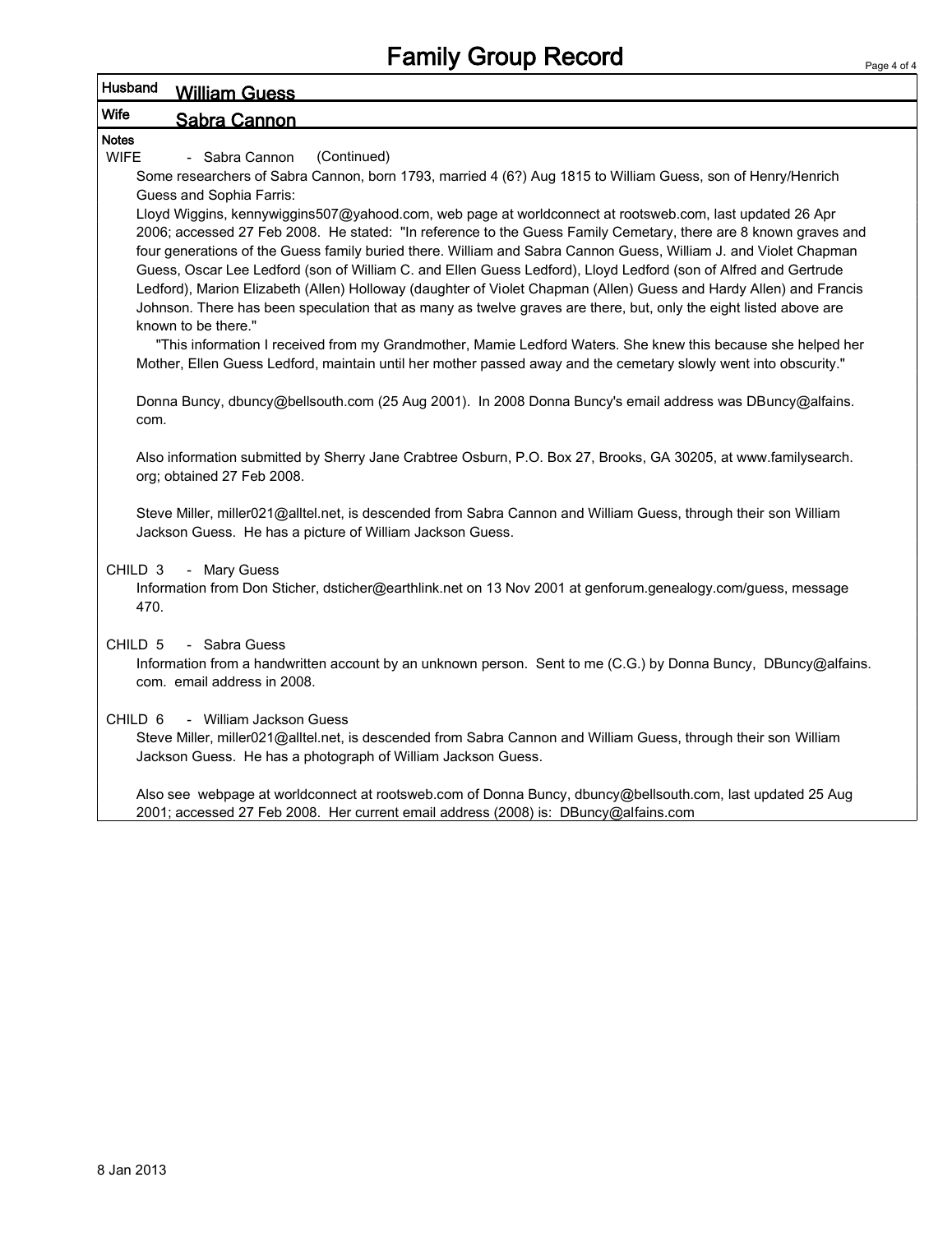# Family Group Record

**Husband** William Guess

**Wife** Sabra Cannon

**Notes**

WIFE - Sabra Cannon (Continued)

Some researchers of Sabra Cannon, born 1793, married 4 (6?) Aug 1815 to William Guess, son of Henry/Henrich Guess and Sophia Farris:

Lloyd Wiggins, kennywiggins507@yahood.com, web page at worldconnect at rootsweb.com, last updated 26 Apr 2006; accessed 27 Feb 2008. He stated: "In reference to the Guess Family Cemetary, there are 8 known graves and four generations of the Guess family buried there. William and Sabra Cannon Guess, William J. and Violet Chapman Guess, Oscar Lee Ledford (son of William C. and Ellen Guess Ledford), Lloyd Ledford (son of Alfred and Gertrude Ledford), Marion Elizabeth (Allen) Holloway (daughter of Violet Chapman (Allen) Guess and Hardy Allen) and Francis Johnson. There has been speculation that as many as twelve graves are there, but, only the eight listed above are known to be there."

"This information I received from my Grandmother, Mamie Ledford Waters. She knew this because she helped her Mother, Ellen Guess Ledford, maintain until her mother passed away and the cemetary slowly went into obscurity."

Donna Buncy, dbuncy@bellsouth.com (25 Aug 2001). In 2008 Donna Buncy's email address was DBuncy@alfains.com.

Also information submitted by Sherry Jane Crabtree Osburn, P.O. Box 27, Brooks, GA 30205, at www.familysearch.org; obtained 27 Feb 2008.

Steve Miller, miller021@alltel.net, is descended from Sabra Cannon and William Guess, through their son William Jackson Guess. He has a picture of William Jackson Guess.

CHILD 3 - Mary Guess

Information from Don Sticher, dsticher@earthlink.net on 13 Nov 2001 at genforum.genealogy.com/guess, message 470.

CHILD 5 - Sabra Guess

Information from a handwritten account by an unknown person. Sent to me (C.G.) by Donna Buncy, DBuncy@alfains.com. email address in 2008.

CHILD 6 - William Jackson Guess

Steve Miller, miller021@alltel.net, is descended from Sabra Cannon and William Guess, through their son William Jackson Guess. He has a photograph of William Jackson Guess.

Also see webpage at worldconnect at rootsweb.com of Donna Buncy, dbuncy@bellsouth.com, last updated 25 Aug 2001; accessed 27 Feb 2008. Her current email address (2008) is: DBuncy@alfains.com

8 Jan 2013